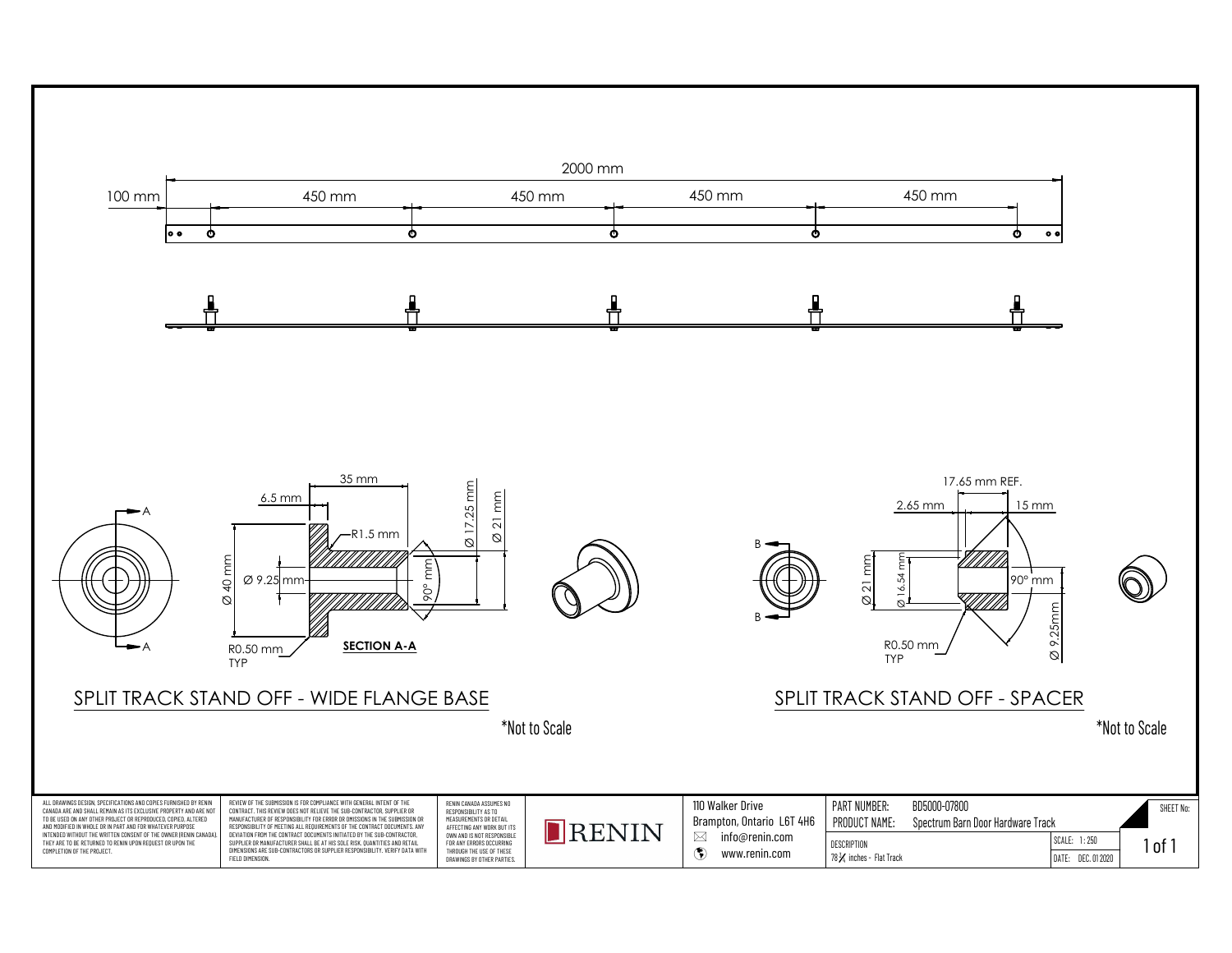2000 mm

100 mm | 450 mm | 450 mm | 450 mm | 450 mm

35 mm

6.5 mm

R1.5 mm

Ø 17.25 mm

Ø 21 mm

Ø 40 mm

Ø 9.25 mm

90° mm

R0.50 mm TYP

A — A

**SECTION A-A**

## SPLIT TRACK STAND OFF - WIDE FLANGE BASE

*Not to Scale

17.65 mm REF.

2.65 mm

15 mm

B — B

Ø 21 mm

Ø 16.54 mm

90° mm

Ø 9.25mm

R0.50 mm TYP

## SPLIT TRACK STAND OFF - SPACER

*Not to Scale

ALL DRAWINGS DESIGN, SPECIFICATIONS AND COPIES FURNISHED BY RENIN CANADA ARE AND SHALL REMAIN AS ITS EXCLUSIVE PROPERTY AND ARE NOT TO BE USED ON ANY OTHER PROJECT OR REPRODUCED, COPIED, ALTERED AND MODIFIED IN WHOLE OR IN PART AND FOR WHATEVER PURPOSE INTENDED WITHOUT THE WRITTEN CONSENT OF THE OWNER (RENIN CANADA). THEY ARE TO BE RETURNED TO RENIN UPON REQUEST OR UPON THE COMPLETION OF THE PROJECT.

REVIEW OF THE SUBMISSION IS FOR COMPLIANCE WITH GENERAL INTENT OF THE CONTRACT. THIS REVIEW DOES NOT RELIEVE THE SUB-CONTRACTOR, SUPPLIER OR MANUFACTURER OF RESPONSIBILITY FOR ERROR OR OMISSIONS IN THE SUBMISSION OR RESPONSIBILITY OF MEETING ALL REQUIREMENTS OF THE CONTRACT DOCUMENTS. ANY DEVIATION FROM THE CONTRACT DOCUMENTS INITIATED BY THE SUB-CONTRACTOR, SUPPLIER OR MANUFACTURER SHALL BE AT HIS SOLE RISK. QUANTITIES AND RETAIL DIMENSIONS ARE SUB-CONTRACTORS OR SUPPLIER RESPONSIBILITY. VERIFY DATA WITH FIELD DIMENSION.

RENIN CANADA ASSUMES NO RESPONSIBILITY AS TO MEASUREMENTS OR DETAIL AFFECTING ANY WORK BUT ITS OWN AND IS NOT RESPONSIBLE FOR ANY ERRORS OCCURRING THROUGH THE USE OF THESE DRAWINGS BY OTHER PARTIES.

RENIN

110 Walker Drive
Brampton, Ontario L6T 4H6
info@renin.com
www.renin.com

| | |
|---|---|
| PART NUMBER: | BD5000-07800 |
| PRODUCT NAME: | Spectrum Barn Door Hardware Track |
| DESCRIPTION | 78 ¾ inches - Flat Track |
| SCALE: | 1 : 250 |
| DATE: | DEC. 01 2020 |
| SHEET No: | 1 of 1 |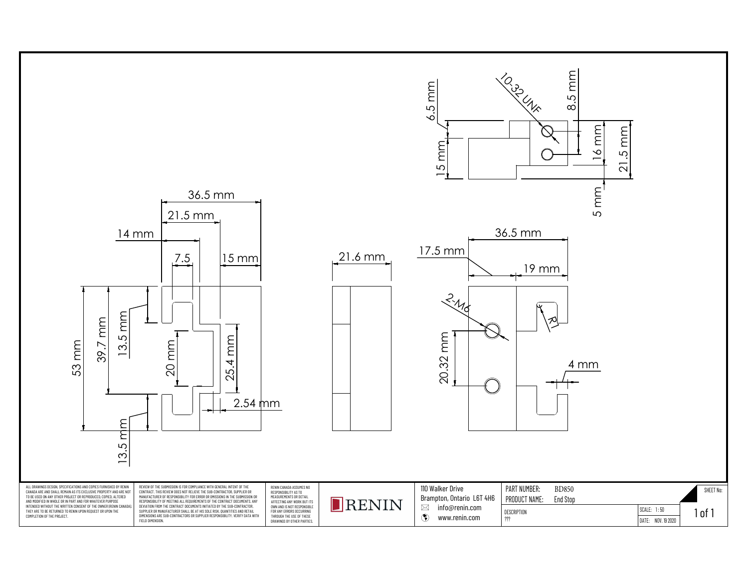36.5 mm

21.5 mm

14 mm

7.5

15 mm

53 mm

39.7 mm

13.5 mm

20 mm

25.4 mm

2.54 mm

13.5 mm

21.6 mm

6.5 mm

10-32 UNF

8.5 mm

15 mm

16 mm

21.5 mm

5 mm

36.5 mm

17.5 mm

19 mm

2-M6

R1

20.32 mm

4 mm

ALL DRAWINGS DESIGN, SPECIFICATIONS AND COPIES FURNISHED BY RENIN CANADA ARE AND SHALL REMAIN AS ITS EXCLUSIVE PROPERTY AND ARE NOT TO BE USED ON ANY OTHER PROJECT OR REPRODUCED, COPIED, ALTERED AND MODIFIED IN WHOLE OR IN PART AND FOR WHATEVER PURPOSE INTENDED WITHOUT THE WRITTEN CONSENT OF THE OWNER (RENIN CANADA). THEY ARE TO BE RETURNED TO RENIN UPON REQUEST OR UPON THE COMPLETION OF THE PROJECT.

REVIEW OF THE SUBMISSION IS FOR COMPLIANCE WITH GENERAL INTENT OF THE CONTRACT. THIS REVIEW DOES NOT RELIEVE THE SUB-CONTRACTOR, SUPPLIER OR MANUFACTURER OF RESPONSIBILITY FOR ERROR OR OMISSIONS IN THE SUBMISSION OR RESPONSIBILITY OF MEETING ALL REQUIREMENTS OF THE CONTRACT DOCUMENTS. ANY DEVIATION FROM THE CONTRACT DOCUMENTS INITIATED BY THE SUB-CONTRACTOR, SUPPLIER OR MANUFACTURER SHALL BE AT HIS SOLE RISK. QUANTITIES AND RETAIL DIMENSIONS ARE SUB-CONTRACTORS OR SUPPLIER RESPONSIBILITY. VERIFY DATA WITH FIELD DIMENSION.

RENIN CANADA ASSUMES NO RESPONSIBILITY AS TO MEASUREMENTS OR DETAIL AFFECTING ANY WORK BUT ITS OWN AND IS NOT RESPONSIBLE FOR ANY ERRORS OCCURRING THROUGH THE USE OF THESE DRAWINGS BY OTHER PARTIES.

RENIN

110 Walker Drive
Brampton, Ontario L6T 4H6
info@renin.com
www.renin.com

PART NUMBER: BD850
PRODUCT NAME: End Stop
DESCRIPTION
???

SCALE: 1 : 50
DATE: NOV. 19 2020

SHEET No:
1 of 1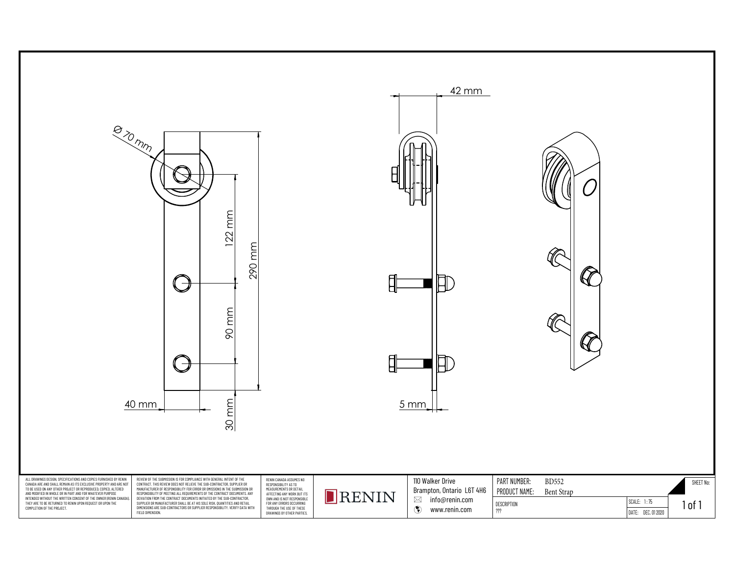Ø 70 mm

122 mm

290 mm

90 mm

40 mm

30 mm

42 mm

5 mm

ALL DRAWINGS DESIGN, SPECIFICATIONS AND COPIES FURNISHED BY RENIN CANADA ARE AND SHALL REMAIN AS ITS EXCLUSIVE PROPERTY AND ARE NOT TO BE USED ON ANY OTHER PROJECT OR REPRODUCED, COPIED, ALTERED AND MODIFIED IN WHOLE OR IN PART AND FOR WHATEVER PURPOSE INTENDED WITHOUT THE WRITTEN CONSENT OF THE OWNER (RENIN CANADA). THEY ARE TO BE RETURNED TO RENIN UPON REQUEST OR UPON THE COMPLETION OF THE PROJECT.

REVIEW OF THE SUBMISSION IS FOR COMPLIANCE WITH GENERAL INTENT OF THE CONTRACT. THIS REVIEW DOES NOT RELIEVE THE SUB-CONTRACTOR, SUPPLIER OR MANUFACTURER OF RESPONSIBILITY FOR ERROR OR OMISSIONS IN THE SUBMISSION OR RESPONSIBILITY OF MEETING ALL REQUIREMENTS OF THE CONTRACT DOCUMENTS. ANY DEVIATION FROM THE CONTRACT DOCUMENTS INITIATED BY THE SUB-CONTRACTOR, SUPPLIER OR MANUFACTURER SHALL BE AT HIS SOLE RISK. QUANTITIES AND RETAIL DIMENSIONS ARE SUB-CONTRACTORS OR SUPPLIER RESPONSIBILITY. VERIFY DATA WITH FIELD DIMENSION.

RENIN CANADA ASSUMES NO RESPONSIBILITY AS TO MEASUREMENTS OR DETAIL AFFECTING ANY WORK BUT ITS OWN AND IS NOT RESPONSIBLE FOR ANY ERRORS OCCURRING THROUGH THE USE OF THESE DRAWINGS BY OTHER PARTIES.

RENIN

110 Walker Drive
Brampton, Ontario L6T 4H6
info@renin.com
www.renin.com

| PART NUMBER: | BD552 | | SHEET No: |
|---|---|---|---|
| PRODUCT NAME: | Bent Strap | | |
| DESCRIPTION ??? | | SCALE: 1 : 75 | 1 of 1 |
| | | DATE: DEC. 01 2020 | |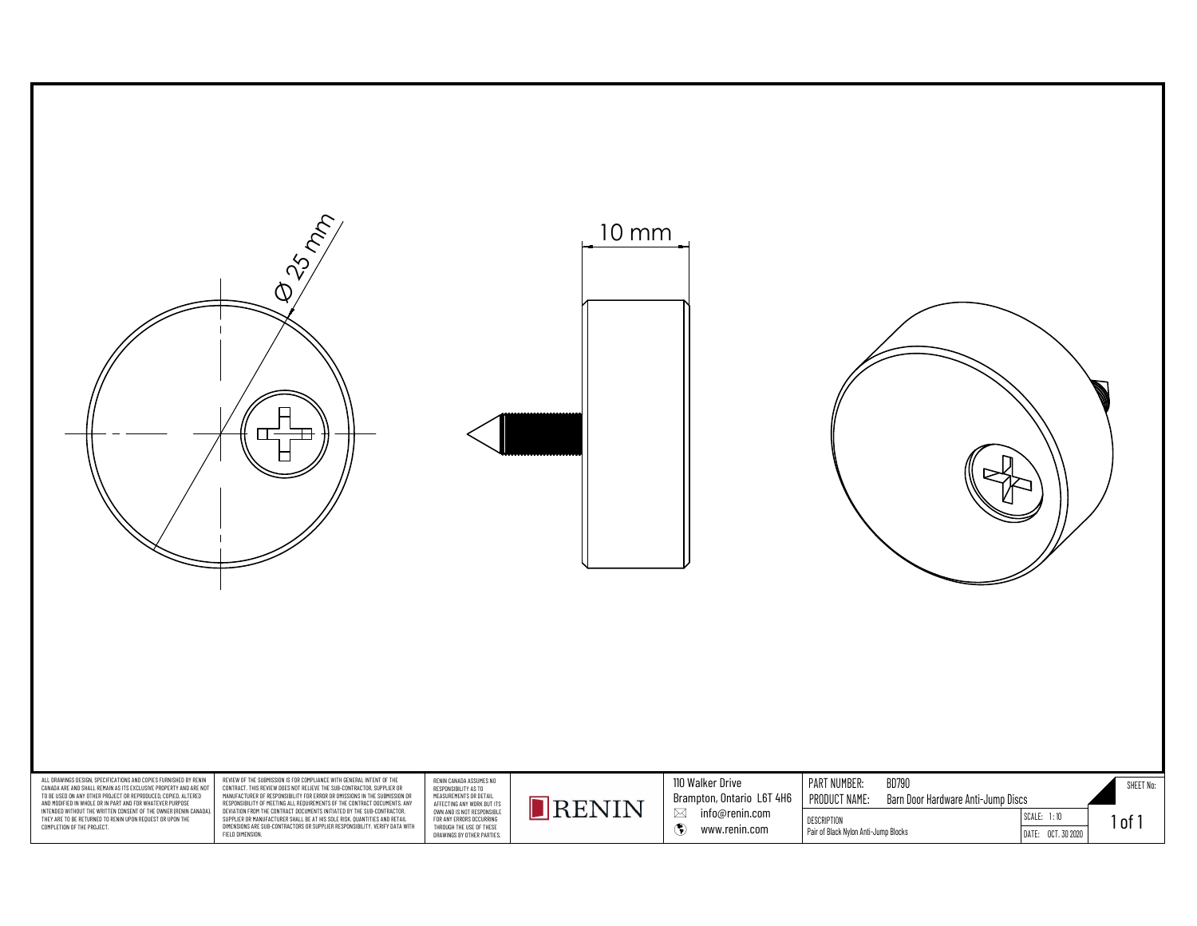Ø 25 mm

10 mm

ALL DRAWINGS DESIGN, SPECIFICATIONS AND COPIES FURNISHED BY RENIN CANADA ARE AND SHALL REMAIN AS ITS EXCLUSIVE PROPERTY AND ARE NOT TO BE USED ON ANY OTHER PROJECT OR REPRODUCED, COPIED, ALTERED AND MODIFIED IN WHOLE OR IN PART AND FOR WHATEVER PURPOSE INTENDED WITHOUT THE WRITTEN CONSENT OF THE OWNER (RENIN CANADA). THEY ARE TO BE RETURNED TO RENIN UPON REQUEST OR UPON THE COMPLETION OF THE PROJECT.

REVIEW OF THE SUBMISSION IS FOR COMPLIANCE WITH GENERAL INTENT OF THE CONTRACT. THIS REVIEW DOES NOT RELIEVE THE SUB-CONTRACTOR, SUPPLIER OR MANUFACTURER OF RESPONSIBILITY FOR ERROR OR OMISSIONS IN THE SUBMISSION OR RESPONSIBILITY OF MEETING ALL REQUIREMENTS OF THE CONTRACT DOCUMENTS. ANY DEVIATION FROM THE CONTRACT DOCUMENTS INITIATED BY THE SUB-CONTRACTOR, SUPPLIER OR MANUFACTURER SHALL BE AT HIS SOLE RISK. QUANTITIES AND RETAIL DIMENSIONS ARE SUB-CONTRACTORS OR SUPPLIER RESPONSIBILITY. VERIFY DATA WITH FIELD DIMENSION.

RENIN CANADA ASSUMES NO RESPONSIBILITY AS TO MEASUREMENTS OR DETAIL AFFECTING ANY WORK BUT ITS OWN AND IS NOT RESPONSIBLE FOR ANY ERRORS OCCURRING THROUGH THE USE OF THESE DRAWINGS BY OTHER PARTIES.

RENIN

110 Walker Drive
Brampton, Ontario L6T 4H6
info@renin.com
www.renin.com

| PART NUMBER: | BD790 | | SHEET No: |
|---|---|---|---|
| PRODUCT NAME: | Barn Door Hardware Anti-Jump Discs | | |
| DESCRIPTION | | SCALE: 1:10 | 1 of 1 |
| Pair of Black Nylon Anti-Jump Blocks | | DATE: OCT. 30 2020 | |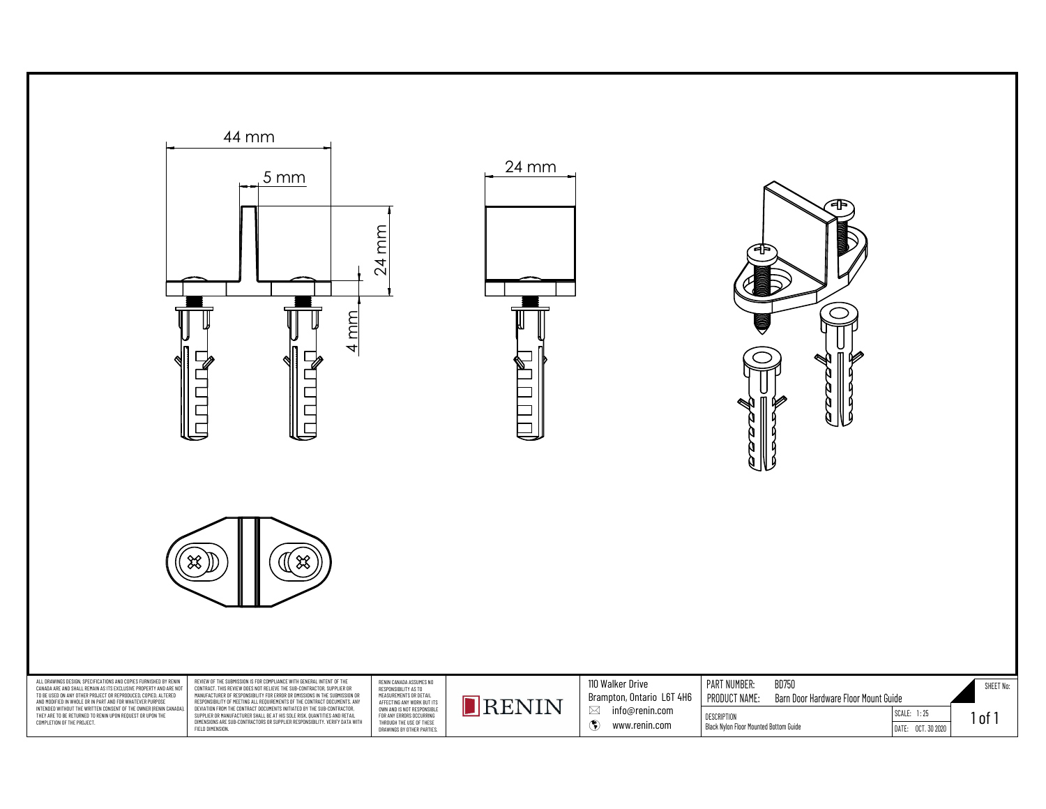44 mm

5 mm

24 mm

4 mm

24 mm

ALL DRAWINGS DESIGN, SPECIFICATIONS AND COPIES FURNISHED BY RENIN CANADA ARE AND SHALL REMAIN AS ITS EXCLUSIVE PROPERTY AND ARE NOT TO BE USED ON ANY OTHER PROJECT OR REPRODUCED, COPIED, ALTERED AND MODIFIED IN WHOLE OR IN PART AND FOR WHATEVER PURPOSE INTENDED WITHOUT THE WRITTEN CONSENT OF THE OWNER (RENIN CANADA). THEY ARE TO BE RETURNED TO RENIN UPON REQUEST OR UPON THE COMPLETION OF THE PROJECT.

REVIEW OF THE SUBMISSION IS FOR COMPLIANCE WITH GENERAL INTENT OF THE CONTRACT. THIS REVIEW DOES NOT RELIEVE THE SUB-CONTRACTOR, SUPPLIER OR MANUFACTURER OF RESPONSIBILITY FOR ERROR OR OMISSIONS IN THE SUBMISSION OR RESPONSIBILITY OF MEETING ALL REQUIREMENTS OF THE CONTRACT DOCUMENTS. ANY DEVIATION FROM THE CONTRACT DOCUMENTS INITIATED BY THE SUB-CONTRACTOR, SUPPLIER OR MANUFACTURER SHALL BE AT HIS SOLE RISK. QUANTITIES AND RETAIL DIMENSIONS ARE SUB-CONTRACTORS OR SUPPLIER RESPONSIBILITY. VERIFY DATA WITH FIELD DIMENSION.

RENIN CANADA ASSUMES NO RESPONSIBILITY AS TO MEASUREMENTS OR DETAIL AFFECTING ANY WORK BUT ITS OWN AND IS NOT RESPONSIBLE FOR ANY ERRORS OCCURRING THROUGH THE USE OF THESE DRAWINGS BY OTHER PARTIES.

RENIN

110 Walker Drive
Brampton, Ontario L6T 4H6
info@renin.com
www.renin.com

| PART NUMBER: | BD750 | | SHEET No: |
|---|---|---|---|
| PRODUCT NAME: | Barn Door Hardware Floor Mount Guide | | |
| DESCRIPTION | | SCALE: 1 : 25 | 1 of 1 |
| Black Nylon Floor Mounted Bottom Guide | | DATE: OCT. 30 2020 | |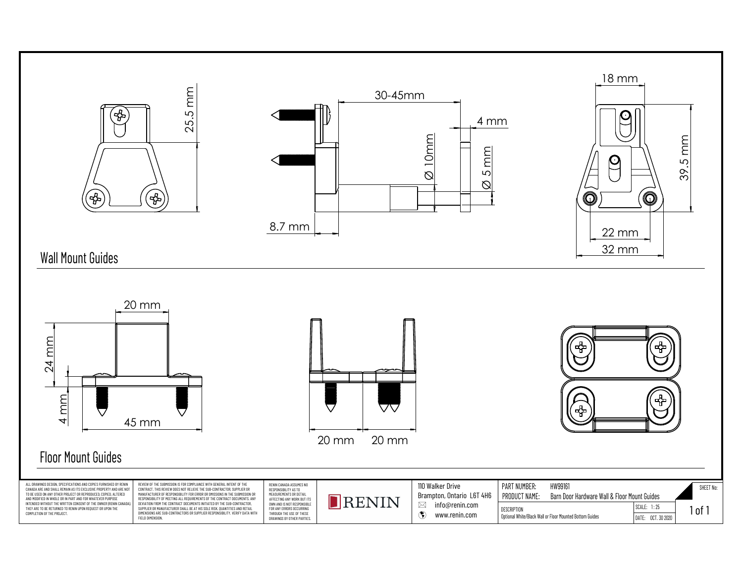## Wall Mount Guides

25.5 mm

30-45mm

4 mm

Ø 10mm

Ø 5mm

8.7 mm

18 mm

39.5 mm

22 mm

32 mm

## Floor Mount Guides

20 mm

24 mm

4 mm

45 mm

20 mm

20 mm

ALL DRAWINGS DESIGN, SPECIFICATIONS AND COPIES FURNISHED BY RENIN CANADA ARE AND SHALL REMAIN AS ITS EXCLUSIVE PROPERTY AND ARE NOT TO BE USED ON ANY OTHER PROJECT OR REPRODUCED, COPIED, ALTERED AND MODIFIED IN WHOLE OR IN PART AND FOR WHATEVER PURPOSE INTENDED WITHOUT THE WRITTEN CONSENT OF THE OWNER (RENIN CANADA). THEY ARE TO BE RETURNED TO RENIN UPON REQUEST OR UPON THE COMPLETION OF THE PROJECT.

REVIEW OF THE SUBMISSION IS FOR COMPLIANCE WITH GENERAL INTENT OF THE CONTRACT. THIS REVIEW DOES NOT RELIEVE THE SUB-CONTRACTOR, SUPPLIER OR MANUFACTURER OF RESPONSIBILITY FOR ERROR OR OMISSIONS IN THE SUBMISSION OR RESPONSIBILITY OF MEETING ALL REQUIREMENTS OF THE CONTRACT DOCUMENTS. ANY DEVIATION FROM THE CONTRACT DOCUMENTS INITIATED BY THE SUB-CONTRACTOR, SUPPLIER OR MANUFACTURER SHALL BE AT HIS SOLE RISK. QUANTITIES AND RETAIL DIMENSIONS ARE SUB-CONTRACTORS OR SUPPLIER RESPONSIBILITY. VERIFY DATA WITH FIELD DIMENSION.

RENIN CANADA ASSUMES NO RESPONSIBILITY AS TO MEASUREMENTS OR DETAIL AFFECTING ANY WORK BUT ITS OWN AND IS NOT RESPONSIBLE FOR ANY ERRORS OCCURRING THROUGH THE USE OF THESE DRAWINGS BY OTHER PARTIES.

RENIN

110 Walker Drive
Brampton, Ontario L6T 4H6
info@renin.com
www.renin.com

| | |
|---|---|
| PART NUMBER: | HW99161 |
| PRODUCT NAME: | Barn Door Hardware Wall & Floor Mount Guides |
| DESCRIPTION | Optional White/Black Wall or Floor Mounted Bottom Guides |
| SCALE: | 1:25 |
| DATE: | OCT. 30 2020 |
| SHEET No: | 1 of 1 |